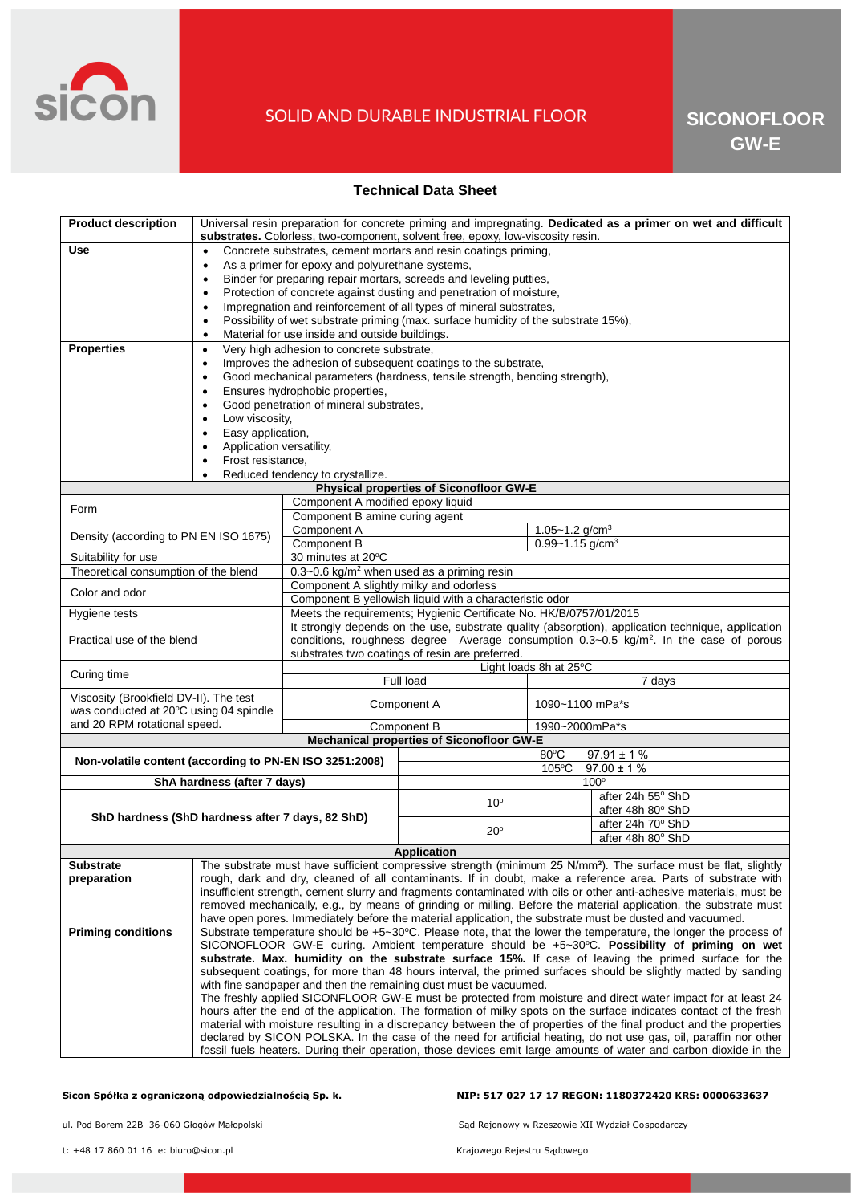# SICONOFLOOR GW-E

SOLID AND DURABLE INDUSTRIAL FLOOR

## Technical Data Sheet

| | |
|---|---|
| **Product description** | Universal resin preparation for concrete priming and impregnating. **Dedicated as a primer on wet and difficult substrates.** Colorless, two-component, solvent free, epoxy, low-viscosity resin. |
| **Use** | • Concrete substrates, cement mortars and resin coatings priming,<br>• As a primer for epoxy and polyurethane systems,<br>• Binder for preparing repair mortars, screeds and leveling putties,<br>• Protection of concrete against dusting and penetration of moisture,<br>• Impregnation and reinforcement of all types of mineral substrates,<br>• Possibility of wet substrate priming (max. surface humidity of the substrate 15%),<br>• Material for use inside and outside buildings. |
| **Properties** | • Very high adhesion to concrete substrate,<br>• Improves the adhesion of subsequent coatings to the substrate,<br>• Good mechanical parameters (hardness, tensile strength, bending strength),<br>• Ensures hydrophobic properties,<br>• Good penetration of mineral substrates,<br>• Low viscosity,<br>• Easy application,<br>• Application versatility,<br>• Frost resistance,<br>• Reduced tendency to crystallize. |

**Physical properties of Siconofloor GW-E**

| | | |
|---|---|---|
| Form | Component A modified epoxy liquid | |
| | Component B amine curing agent | |
| Density (according to PN EN ISO 1675) | Component A | 1.05~1.2 g/cm³ |
| | Component B | 0.99~1.15 g/cm³ |
| Suitability for use | 30 minutes at 20°C | |
| Theoretical consumption of the blend | 0.3~0.6 kg/m² when used as a priming resin | |
| Color and odor | Component A slightly milky and odorless | |
| | Component B yellowish liquid with a characteristic odor | |
| Hygiene tests | Meets the requirements; Hygienic Certificate No. HK/B/0757/01/2015 | |
| Practical use of the blend | It strongly depends on the use, substrate quality (absorption), application technique, application conditions, roughness degree Average consumption 0.3~0.5 kg/m². In the case of porous substrates two coatings of resin are preferred. | |
| Curing time | Light loads 8h at 25°C | |
| | Full load | 7 days |
| Viscosity (Brookfield DV-II). The test was conducted at 20°C using 04 spindle and 20 RPM rotational speed. | Component A | 1090~1100 mPa*s |
| | Component B | 1990~2000mPa*s |

**Mechanical properties of Siconofloor GW-E**

| | | |
|---|---|---|
| **Non-volatile content (according to PN-EN ISO 3251:2008)** | 80°C | 97.91 ± 1 % |
| | 105°C | 97.00 ± 1 % |
| **ShA hardness (after 7 days)** | 100° | |
| **ShD hardness (ShD hardness after 7 days, 82 ShD)** | 10° | after 24h 55° ShD |
| | | after 48h 80° ShD |
| | 20° | after 24h 70° ShD |
| | | after 48h 80° ShD |

**Application**

| | |
|---|---|
| **Substrate preparation** | The substrate must have sufficient compressive strength (minimum 25 N/mm²). The surface must be flat, slightly rough, dark and dry, cleaned of all contaminants. If in doubt, make a reference area. Parts of substrate with insufficient strength, cement slurry and fragments contaminated with oils or other anti-adhesive materials, must be removed mechanically, e.g., by means of grinding or milling. Before the material application, the substrate must have open pores. Immediately before the material application, the substrate must be dusted and vacuumed. |
| **Priming conditions** | Substrate temperature should be +5~30°C. Please note, that the lower the temperature, the longer the process of SICONOFLOOR GW-E curing. Ambient temperature should be +5~30°C. **Possibility of priming on wet substrate. Max. humidity on the substrate surface 15%.** If case of leaving the primed surface for the subsequent coatings, for more than 48 hours interval, the primed surfaces should be slightly matted by sanding with fine sandpaper and then the remaining dust must be vacuumed.<br>The freshly applied SICONFLOOR GW-E must be protected from moisture and direct water impact for at least 24 hours after the end of the application. The formation of milky spots on the surface indicates contact of the fresh material with moisture resulting in a discrepancy between the of properties of the final product and the properties declared by SICON POLSKA. In the case of the need for artificial heating, do not use gas, oil, paraffin nor other fossil fuels heaters. During their operation, those devices emit large amounts of water and carbon dioxide in the |

**Sicon Spółka z ograniczoną odpowiedzialnością Sp. k.**
ul. Pod Borem 22B 36-060 Głogów Małopolski
t: +48 17 860 01 16 e: biuro@sicon.pl

**NIP: 517 027 17 17 REGON: 1180372420 KRS: 0000633637**
Sąd Rejonowy w Rzeszowie XII Wydział Gospodarczy
Krajowego Rejestru Sądowego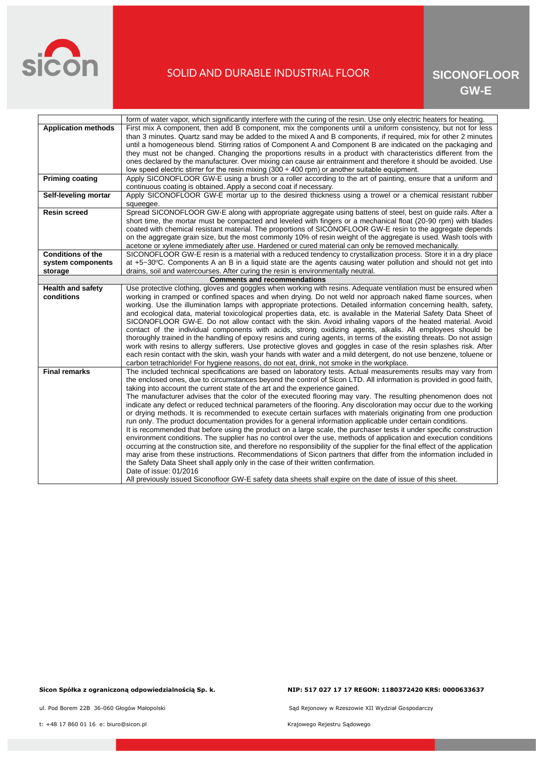| | |
|---|---|
| | form of water vapor, which significantly interfere with the curing of the resin. Use only electric heaters for heating. |
| **Application methods** | First mix A component, then add B component, mix the components until a uniform consistency, but not for less than 3 minutes. Quartz sand may be added to the mixed A and B components, if required, mix for other 2 minutes until a homogeneous blend. Stirring ratios of Component A and Component B are indicated on the packaging and they must not be changed. Changing the proportions results in a product with characteristics different from the ones declared by the manufacturer. Over mixing can cause air entrainment and therefore it should be avoided. Use low speed electric stirrer for the resin mixing (300 ÷ 400 rpm) or another suitable equipment. |
| **Priming coating** | Apply SICONOFLOOR GW-E using a brush or a roller according to the art of painting, ensure that a uniform and continuous coating is obtained. Apply a second coat if necessary. |
| **Self-leveling mortar** | Apply SICONOFLOOR GW-E mortar up to the desired thickness using a trowel or a chemical resistant rubber squeegee. |
| **Resin screed** | Spread SICONOFLOOR GW-E along with appropriate aggregate using battens of steel, best on guide rails. After a short time, the mortar must be compacted and leveled with fingers or a mechanical float (20-90 rpm) with blades coated with chemical resistant material. The proportions of SICONOFLOOR GW-E resin to the aggregate depends on the aggregate grain size, but the most commonly 10% of resin weight of the aggregate is used. Wash tools with acetone or xylene immediately after use. Hardened or cured material can only be removed mechanically. |
| **Conditions of the system components storage** | SICONOFLOOR GW-E resin is a material with a reduced tendency to crystallization process. Store it in a dry place at +5~30°C. Components A an B in a liquid state are the agents causing water pollution and should not get into drains, soil and watercourses. After curing the resin is environmentally neutral. |
| **Comments and recommendations** | |
| **Health and safety conditions** | Use protective clothing, gloves and goggles when working with resins. Adequate ventilation must be ensured when working in cramped or confined spaces and when drying. Do not weld or approach naked flame sources, when working. Use the illumination lamps with appropriate protections. Detailed information concerning health, safety, and ecological data, material toxicological properties data, etc. is available in the Material Safety Data Sheet of SICONOFLOOR GW-E. Do not allow contact with the skin. Avoid inhaling vapors of the heated material. Avoid contact of the individual components with acids, strong oxidizing agents, alkalis. All employees should be thoroughly trained in the handling of epoxy resins and curing agents, in terms of the existing threats. Do not assign work with resins to allergy sufferers. Use protective gloves and goggles in case of the resin splashes risk. After each resin contact with the skin, wash your hands with water and a mild detergent, do not use benzene, toluene or carbon tetrachloride! For hygiene reasons, do not eat, drink, not smoke in the workplace. |
| **Final remarks** | The included technical specifications are based on laboratory tests. Actual measurements results may vary from the enclosed ones, due to circumstances beyond the control of Sicon LTD. All information is provided in good faith, taking into account the current state of the art and the experience gained.<br>The manufacturer advises that the color of the executed flooring may vary. The resulting phenomenon does not indicate any defect or reduced technical parameters of the flooring. Any discoloration may occur due to the working or drying methods. It is recommended to execute certain surfaces with materials originating from one production run only. The product documentation provides for a general information applicable under certain conditions.<br>It is recommended that before using the product on a large scale, the purchaser tests it under specific construction environment conditions. The supplier has no control over the use, methods of application and execution conditions occurring at the construction site, and therefore no responsibility of the supplier for the final effect of the application may arise from these instructions. Recommendations of Sicon partners that differ from the information included in the Safety Data Sheet shall apply only in the case of their written confirmation.<br>Date of issue: 01/2016<br>All previously issued Siconofloor GW-E safety data sheets shall expire on the date of issue of this sheet. |